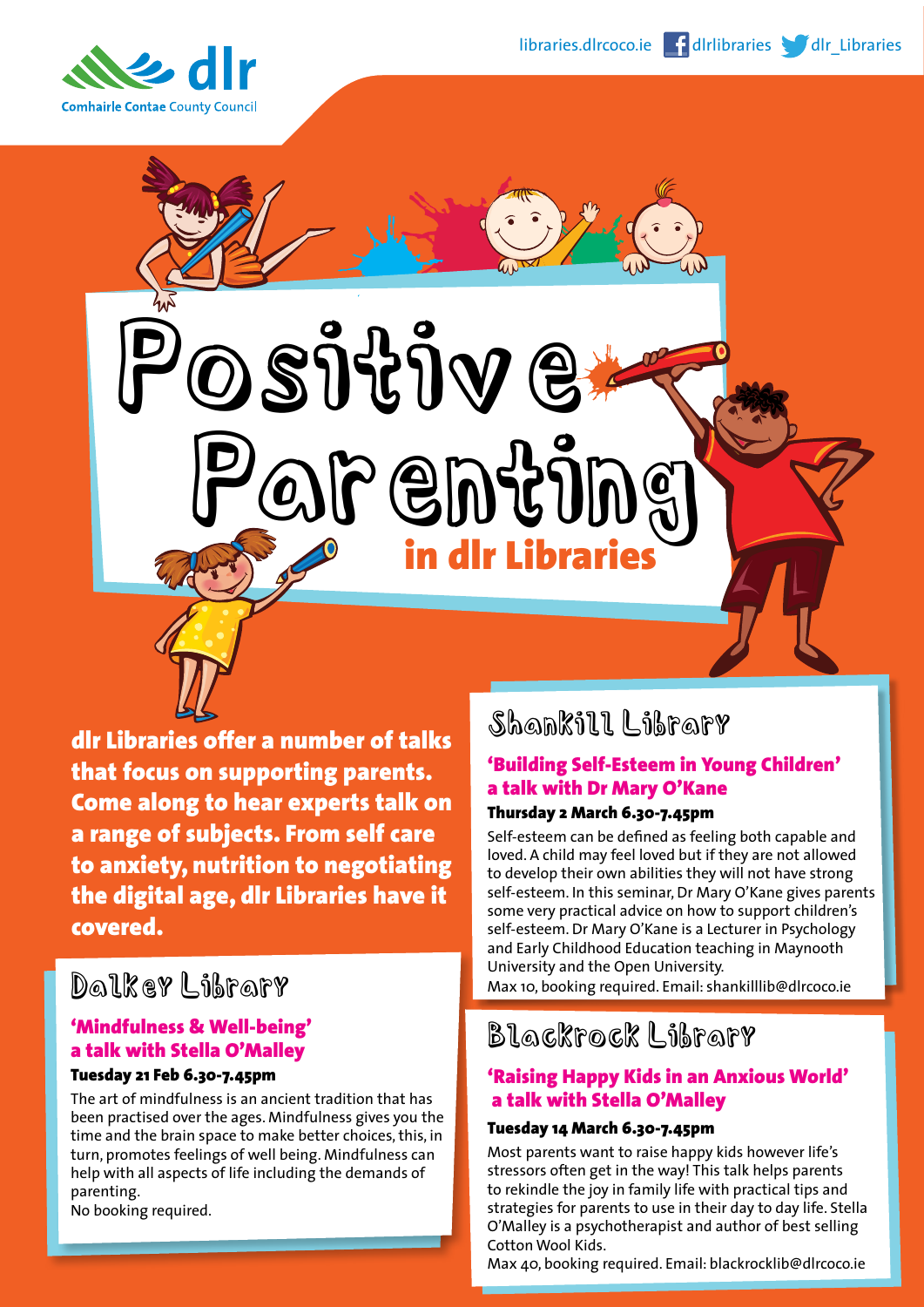libraries.dlrcoco.ie dlrlibraries dlr_Libraries

dlr Comhairle Contae County Council

# Positive Parenting in dlr Libraries

**dlr Libraries offer a number of talks that focus on supporting parents. Come along to hear experts talk on a range of subjects. From self care to anxiety, nutrition to negotiating the digital age, dlr Libraries have it covered.**

## Dalkey Library

### 'Mindfulness & Well-being' a talk with Stella O'Malley

**Tuesday 21 Feb 6.30-7.45pm**

The art of mindfulness is an ancient tradition that has been practised over the ages. Mindfulness gives you the time and the brain space to make better choices, this, in turn, promotes feelings of well being. Mindfulness can help with all aspects of life including the demands of parenting.
No booking required.

## Shankill Library

### 'Building Self-Esteem in Young Children' a talk with Dr Mary O'Kane

**Thursday 2 March 6.30-7.45pm**

Self-esteem can be defined as feeling both capable and loved. A child may feel loved but if they are not allowed to develop their own abilities they will not have strong self-esteem. In this seminar, Dr Mary O'Kane gives parents some very practical advice on how to support children's self-esteem. Dr Mary O'Kane is a Lecturer in Psychology and Early Childhood Education teaching in Maynooth University and the Open University.
Max 10, booking required. Email: shankilllib@dlrcoco.ie

## Blackrock Library

### 'Raising Happy Kids in an Anxious World' a talk with Stella O'Malley

**Tuesday 14 March 6.30-7.45pm**

Most parents want to raise happy kids however life's stressors often get in the way! This talk helps parents to rekindle the joy in family life with practical tips and strategies for parents to use in their day to day life. Stella O'Malley is a psychotherapist and author of best selling Cotton Wool Kids.
Max 40, booking required. Email: blackrocklib@dlrcoco.ie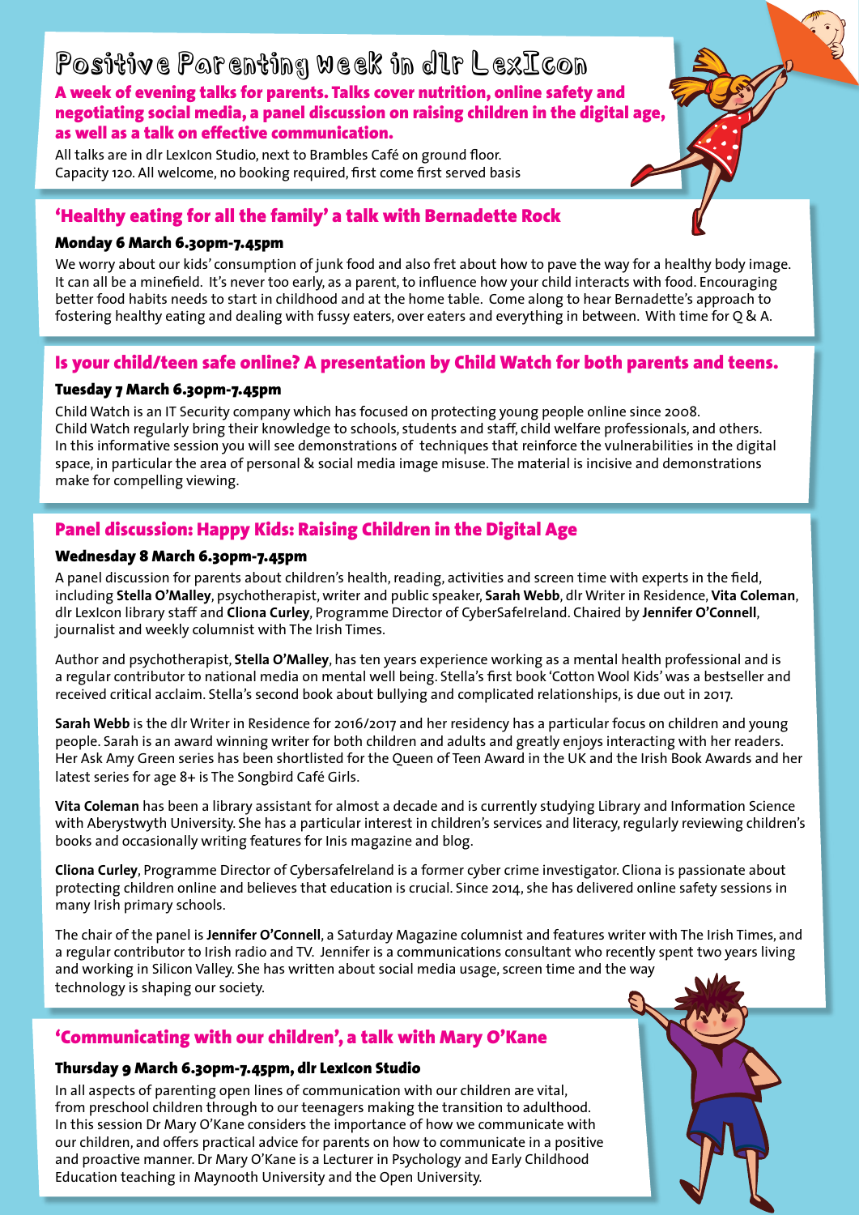# Positive Parenting Week in dlr LexIcon

**A week of evening talks for parents. Talks cover nutrition, online safety and negotiating social media, a panel discussion on raising children in the digital age, as well as a talk on effective communication.**

All talks are in dlr LexIcon Studio, next to Brambles Café on ground floor.
Capacity 120. All welcome, no booking required, first come first served basis

## 'Healthy eating for all the family' a talk with Bernadette Rock

**Monday 6 March 6.30pm-7.45pm**

We worry about our kids' consumption of junk food and also fret about how to pave the way for a healthy body image. It can all be a minefield. It's never too early, as a parent, to influence how your child interacts with food. Encouraging better food habits needs to start in childhood and at the home table. Come along to hear Bernadette's approach to fostering healthy eating and dealing with fussy eaters, over eaters and everything in between. With time for Q & A.

## Is your child/teen safe online? A presentation by Child Watch for both parents and teens.

**Tuesday 7 March 6.30pm-7.45pm**

Child Watch is an IT Security company which has focused on protecting young people online since 2008. Child Watch regularly bring their knowledge to schools, students and staff, child welfare professionals, and others. In this informative session you will see demonstrations of techniques that reinforce the vulnerabilities in the digital space, in particular the area of personal & social media image misuse. The material is incisive and demonstrations make for compelling viewing.

## Panel discussion: Happy Kids: Raising Children in the Digital Age

**Wednesday 8 March 6.30pm-7.45pm**

A panel discussion for parents about children's health, reading, activities and screen time with experts in the field, including **Stella O'Malley**, psychotherapist, writer and public speaker, **Sarah Webb**, dlr Writer in Residence, **Vita Coleman**, dlr LexIcon library staff and **Cliona Curley**, Programme Director of CyberSafeIreland. Chaired by **Jennifer O'Connell**, journalist and weekly columnist with The Irish Times.

Author and psychotherapist, **Stella O'Malley**, has ten years experience working as a mental health professional and is a regular contributor to national media on mental well being. Stella's first book 'Cotton Wool Kids' was a bestseller and received critical acclaim. Stella's second book about bullying and complicated relationships, is due out in 2017.

**Sarah Webb** is the dlr Writer in Residence for 2016/2017 and her residency has a particular focus on children and young people. Sarah is an award winning writer for both children and adults and greatly enjoys interacting with her readers. Her Ask Amy Green series has been shortlisted for the Queen of Teen Award in the UK and the Irish Book Awards and her latest series for age 8+ is The Songbird Café Girls.

**Vita Coleman** has been a library assistant for almost a decade and is currently studying Library and Information Science with Aberystwyth University. She has a particular interest in children's services and literacy, regularly reviewing children's books and occasionally writing features for Inis magazine and blog.

**Cliona Curley**, Programme Director of CybersafeIreland is a former cyber crime investigator. Cliona is passionate about protecting children online and believes that education is crucial. Since 2014, she has delivered online safety sessions in many Irish primary schools.

The chair of the panel is **Jennifer O'Connell**, a Saturday Magazine columnist and features writer with The Irish Times, and a regular contributor to Irish radio and TV. Jennifer is a communications consultant who recently spent two years living and working in Silicon Valley. She has written about social media usage, screen time and the way technology is shaping our society.

## 'Communicating with our children', a talk with Mary O'Kane

**Thursday 9 March 6.30pm-7.45pm, dlr LexIcon Studio**

In all aspects of parenting open lines of communication with our children are vital, from preschool children through to our teenagers making the transition to adulthood. In this session Dr Mary O'Kane considers the importance of how we communicate with our children, and offers practical advice for parents on how to communicate in a positive and proactive manner. Dr Mary O'Kane is a Lecturer in Psychology and Early Childhood Education teaching in Maynooth University and the Open University.